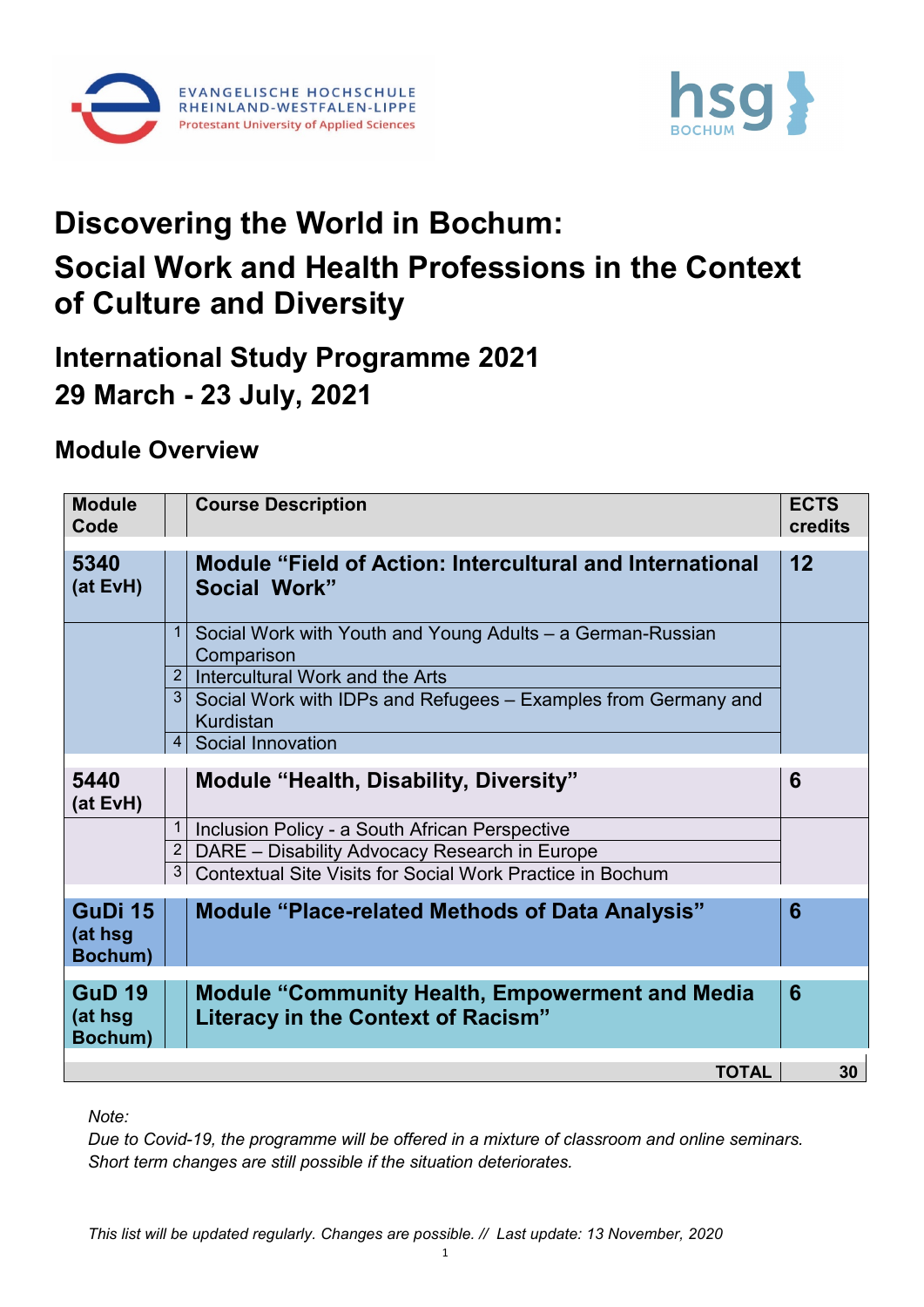EVANGELISCHE HOCHSCHULE RHEINLAND-WESTFALEN-LIPPE
Protestant University of Applied Sciences

hsg BOCHUM

# Discovering the World in Bochum:
# Social Work and Health Professions in the Context of Culture and Diversity

## International Study Programme 2021
## 29 March - 23 July, 2021

### Module Overview

| Module Code | | Course Description | ECTS credits |
|---|---|---|---|
| **5340 (at EvH)** | | **Module "Field of Action: Intercultural and International Social Work"** | **12** |
| | 1 | Social Work with Youth and Young Adults – a German-Russian Comparison | |
| | 2 | Intercultural Work and the Arts | |
| | 3 | Social Work with IDPs and Refugees – Examples from Germany and Kurdistan | |
| | 4 | Social Innovation | |
| **5440 (at EvH)** | | **Module "Health, Disability, Diversity"** | **6** |
| | 1 | Inclusion Policy - a South African Perspective | |
| | 2 | DARE – Disability Advocacy Research in Europe | |
| | 3 | Contextual Site Visits for Social Work Practice in Bochum | |
| **GuDi 15 (at hsg Bochum)** | | **Module "Place-related Methods of Data Analysis"** | **6** |
| **GuD 19 (at hsg Bochum)** | | **Module "Community Health, Empowerment and Media Literacy in the Context of Racism"** | **6** |
| | | **TOTAL** | **30** |

*Note:*
*Due to Covid-19, the programme will be offered in a mixture of classroom and online seminars. Short term changes are still possible if the situation deteriorates.*

*This list will be updated regularly. Changes are possible. // Last update: 13 November, 2020*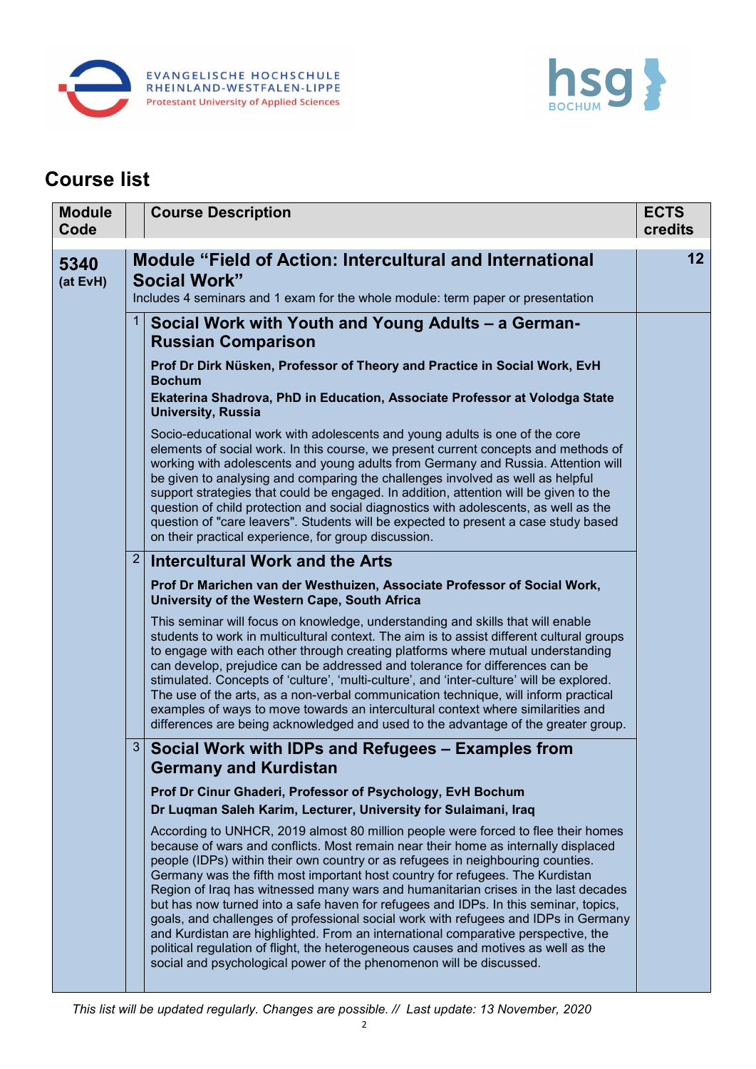## Course list

| Module Code | | Course Description | ECTS credits |
|---|---|---|---|
| **5340** (at EvH) | | **Module "Field of Action: Intercultural and International Social Work"**<br>Includes 4 seminars and 1 exam for the whole module: term paper or presentation | **12** |
| | 1 | **Social Work with Youth and Young Adults – a German-Russian Comparison**<br>**Prof Dr Dirk Nüsken, Professor of Theory and Practice in Social Work, EvH Bochum**<br>**Ekaterina Shadrova, PhD in Education, Associate Professor at Volodga State University, Russia**<br>Socio-educational work with adolescents and young adults is one of the core elements of social work. In this course, we present current concepts and methods of working with adolescents and young adults from Germany and Russia. Attention will be given to analysing and comparing the challenges involved as well as helpful support strategies that could be engaged. In addition, attention will be given to the question of child protection and social diagnostics with adolescents, as well as the question of "care leavers". Students will be expected to present a case study based on their practical experience, for group discussion. | |
| | 2 | **Intercultural Work and the Arts**<br>**Prof Dr Marichen van der Westhuizen, Associate Professor of Social Work, University of the Western Cape, South Africa**<br>This seminar will focus on knowledge, understanding and skills that will enable students to work in multicultural context. The aim is to assist different cultural groups to engage with each other through creating platforms where mutual understanding can develop, prejudice can be addressed and tolerance for differences can be stimulated. Concepts of 'culture', 'multi-culture', and 'inter-culture' will be explored. The use of the arts, as a non-verbal communication technique, will inform practical examples of ways to move towards an intercultural context where similarities and differences are being acknowledged and used to the advantage of the greater group. | |
| | 3 | **Social Work with IDPs and Refugees – Examples from Germany and Kurdistan**<br>**Prof Dr Cinur Ghaderi, Professor of Psychology, EvH Bochum**<br>**Dr Luqman Saleh Karim, Lecturer, University for Sulaimani, Iraq**<br>According to UNHCR, 2019 almost 80 million people were forced to flee their homes because of wars and conflicts. Most remain near their home as internally displaced people (IDPs) within their own country or as refugees in neighbouring counties. Germany was the fifth most important host country for refugees. The Kurdistan Region of Iraq has witnessed many wars and humanitarian crises in the last decades but has now turned into a safe haven for refugees and IDPs. In this seminar, topics, goals, and challenges of professional social work with refugees and IDPs in Germany and Kurdistan are highlighted. From an international comparative perspective, the political regulation of flight, the heterogeneous causes and motives as well as the social and psychological power of the phenomenon will be discussed. | |

*This list will be updated regularly. Changes are possible. // Last update: 13 November, 2020*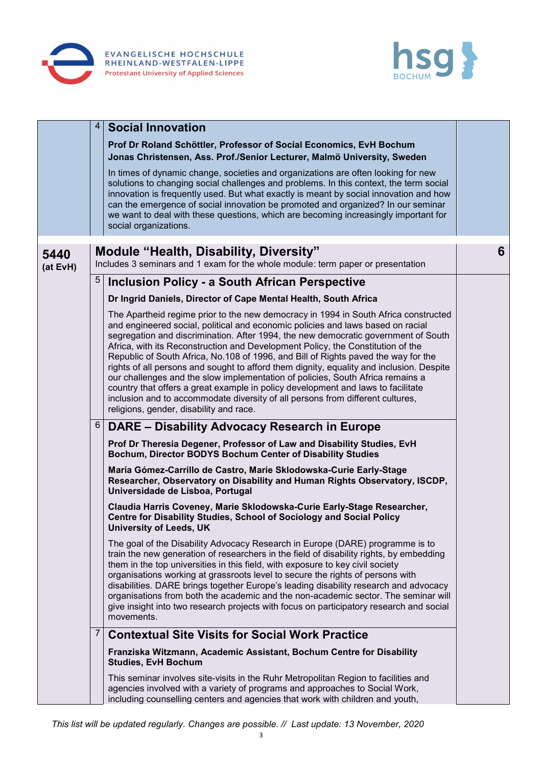| | | | |
|---|---|---|---|
| | 4 | **Social Innovation**<br><br>**Prof Dr Roland Schöttler, Professor of Social Economics, EvH Bochum**<br>**Jonas Christensen, Ass. Prof./Senior Lecturer, Malmö University, Sweden**<br><br>In times of dynamic change, societies and organizations are often looking for new solutions to changing social challenges and problems. In this context, the term social innovation is frequently used. But what exactly is meant by social innovation and how can the emergence of social innovation be promoted and organized? In our seminar we want to deal with these questions, which are becoming increasingly important for social organizations. | |
| **5440 (at EvH)** | | **Module "Health, Disability, Diversity"**<br>Includes 3 seminars and 1 exam for the whole module: term paper or presentation | **6** |
| | 5 | **Inclusion Policy - a South African Perspective**<br><br>**Dr Ingrid Daniels, Director of Cape Mental Health, South Africa**<br><br>The Apartheid regime prior to the new democracy in 1994 in South Africa constructed and engineered social, political and economic policies and laws based on racial segregation and discrimination. After 1994, the new democratic government of South Africa, with its Reconstruction and Development Policy, the Constitution of the Republic of South Africa, No.108 of 1996, and Bill of Rights paved the way for the rights of all persons and sought to afford them dignity, equality and inclusion. Despite our challenges and the slow implementation of policies, South Africa remains a country that offers a great example in policy development and laws to facilitate inclusion and to accommodate diversity of all persons from different cultures, religions, gender, disability and race. | |
| | 6 | **DARE – Disability Advocacy Research in Europe**<br><br>**Prof Dr Theresia Degener, Professor of Law and Disability Studies, EvH Bochum, Director BODYS Bochum Center of Disability Studies**<br><br>**María Gómez-Carrillo de Castro, Marie Sklodowska-Curie Early-Stage Researcher, Observatory on Disability and Human Rights Observatory, ISCDP, Universidade de Lisboa, Portugal**<br><br>**Claudia Harris Coveney, Marie Sklodowska-Curie Early-Stage Researcher, Centre for Disability Studies, School of Sociology and Social Policy University of Leeds, UK**<br><br>The goal of the Disability Advocacy Research in Europe (DARE) programme is to train the new generation of researchers in the field of disability rights, by embedding them in the top universities in this field, with exposure to key civil society organisations working at grassroots level to secure the rights of persons with disabilities. DARE brings together Europe's leading disability research and advocacy organisations from both the academic and the non-academic sector. The seminar will give insight into two research projects with focus on participatory research and social movements. | |
| | 7 | **Contextual Site Visits for Social Work Practice**<br><br>**Franziska Witzmann, Academic Assistant, Bochum Centre for Disability Studies, EvH Bochum**<br><br>This seminar involves site-visits in the Ruhr Metropolitan Region to facilities and agencies involved with a variety of programs and approaches to Social Work, including counselling centers and agencies that work with children and youth, | |

*This list will be updated regularly. Changes are possible. // Last update: 13 November, 2020*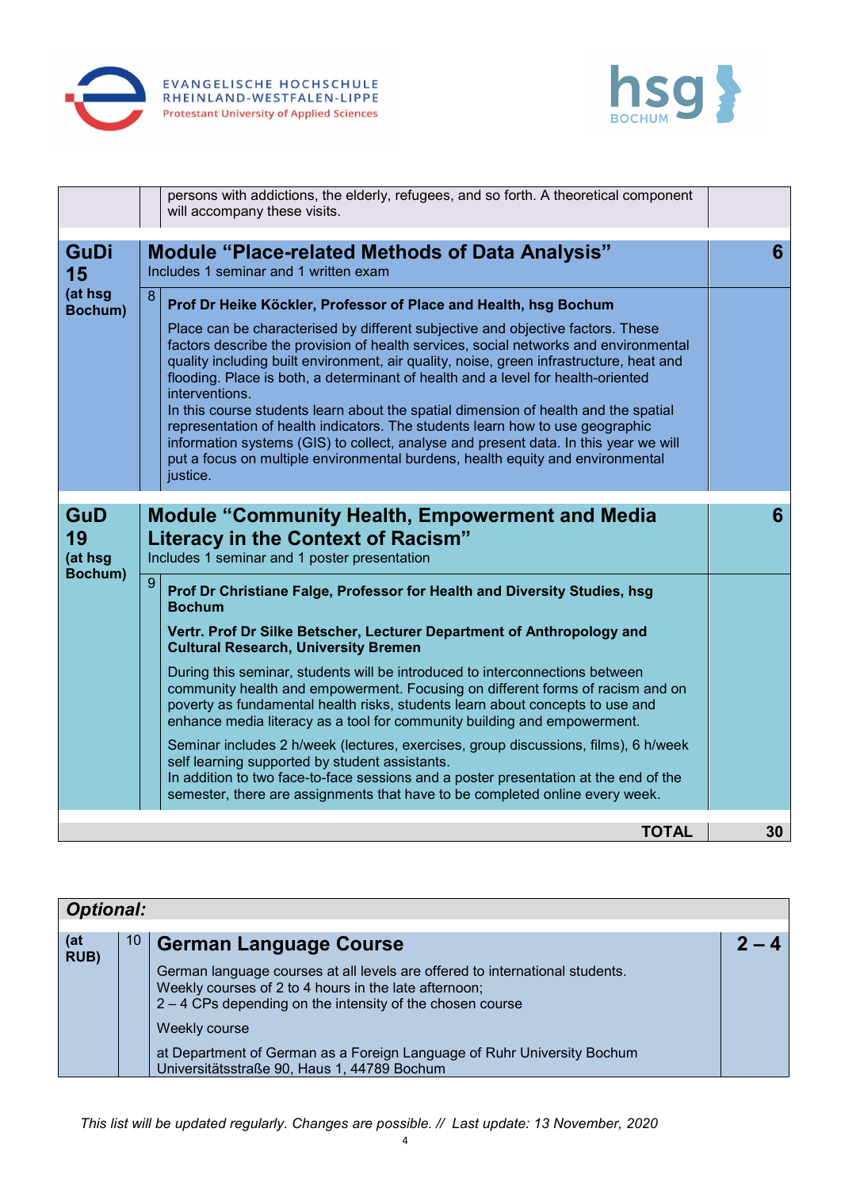| | | | |
|---|---|---|---|
| | | persons with addictions, the elderly, refugees, and so forth. A theoretical component will accompany these visits. | |
| **GuDi 15** (at hsg Bochum) | | **Module “Place-related Methods of Data Analysis”** Includes 1 seminar and 1 written exam | **6** |
| | 8 | **Prof Dr Heike Köckler, Professor of Place and Health, hsg Bochum** Place can be characterised by different subjective and objective factors. These factors describe the provision of health services, social networks and environmental quality including built environment, air quality, noise, green infrastructure, heat and flooding. Place is both, a determinant of health and a level for health-oriented interventions. In this course students learn about the spatial dimension of health and the spatial representation of health indicators. The students learn how to use geographic information systems (GIS) to collect, analyse and present data. In this year we will put a focus on multiple environmental burdens, health equity and environmental justice. | |
| **GuD 19** (at hsg Bochum) | | **Module “Community Health, Empowerment and Media Literacy in the Context of Racism”** Includes 1 seminar and 1 poster presentation | **6** |
| | 9 | **Prof Dr Christiane Falge, Professor for Health and Diversity Studies, hsg Bochum** **Vertr. Prof Dr Silke Betscher, Lecturer Department of Anthropology and Cultural Research, University Bremen** During this seminar, students will be introduced to interconnections between community health and empowerment. Focusing on different forms of racism and on poverty as fundamental health risks, students learn about concepts to use and enhance media literacy as a tool for community building and empowerment. Seminar includes 2 h/week (lectures, exercises, group discussions, films), 6 h/week self learning supported by student assistants. In addition to two face-to-face sessions and a poster presentation at the end of the semester, there are assignments that have to be completed online every week. | |
| | | **TOTAL** | **30** |

| | | | |
|---|---|---|---|
| ***Optional:*** | | | |
| **(at RUB)** | 10 | **German Language Course** German language courses at all levels are offered to international students. Weekly courses of 2 to 4 hours in the late afternoon; 2 – 4 CPs depending on the intensity of the chosen course Weekly course at Department of German as a Foreign Language of Ruhr University Bochum Universitätsstraße 90, Haus 1, 44789 Bochum | **2 – 4** |

*This list will be updated regularly. Changes are possible. // Last update: 13 November, 2020*